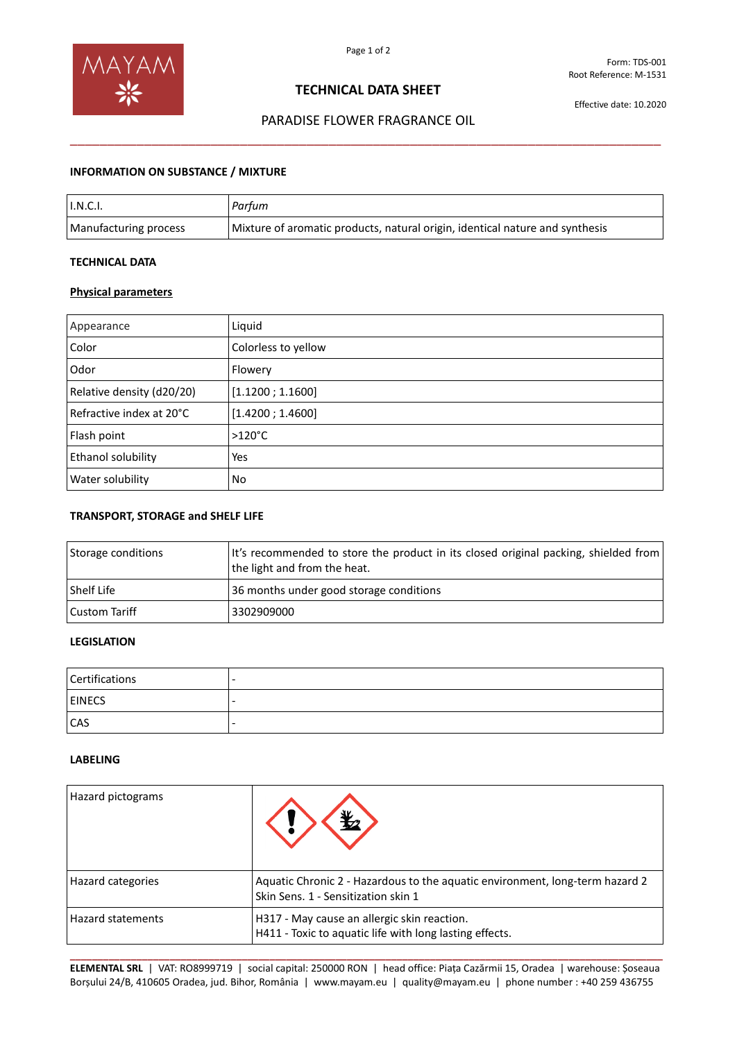Form: TDS-001
Root Reference: M-1531

# TECHNICAL DATA SHEET

Effective date: 10.2020

## PARADISE FLOWER FRAGRANCE OIL

### INFORMATION ON SUBSTANCE / MIXTURE

| | |
|---|---|
| I.N.C.I. | *Parfum* |
| Manufacturing process | Mixture of aromatic products, natural origin, identical nature and synthesis |

### TECHNICAL DATA

**Physical parameters**

| | |
|---|---|
| Appearance | Liquid |
| Color | Colorless to yellow |
| Odor | Flowery |
| Relative density (d20/20) | [1.1200 ; 1.1600] |
| Refractive index at 20°C | [1.4200 ; 1.4600] |
| Flash point | >120°C |
| Ethanol solubility | Yes |
| Water solubility | No |

### TRANSPORT, STORAGE and SHELF LIFE

| | |
|---|---|
| Storage conditions | It's recommended to store the product in its closed original packing, shielded from the light and from the heat. |
| Shelf Life | 36 months under good storage conditions |
| Custom Tariff | 3302909000 |

### LEGISLATION

| | |
|---|---|
| Certifications | - |
| EINECS | - |
| CAS | - |

### LABELING

| | |
|---|---|
| Hazard pictograms | |
| Hazard categories | Aquatic Chronic 2 - Hazardous to the aquatic environment, long-term hazard 2<br>Skin Sens. 1 - Sensitization skin 1 |
| Hazard statements | H317 - May cause an allergic skin reaction.<br>H411 - Toxic to aquatic life with long lasting effects. |

**ELEMENTAL SRL** | VAT: RO8999719 | social capital: 250000 RON | head office: Piața Cazărmii 15, Oradea | warehouse: Șoseaua Borșului 24/B, 410605 Oradea, jud. Bihor, România | www.mayam.eu | quality@mayam.eu | phone number : +40 259 436755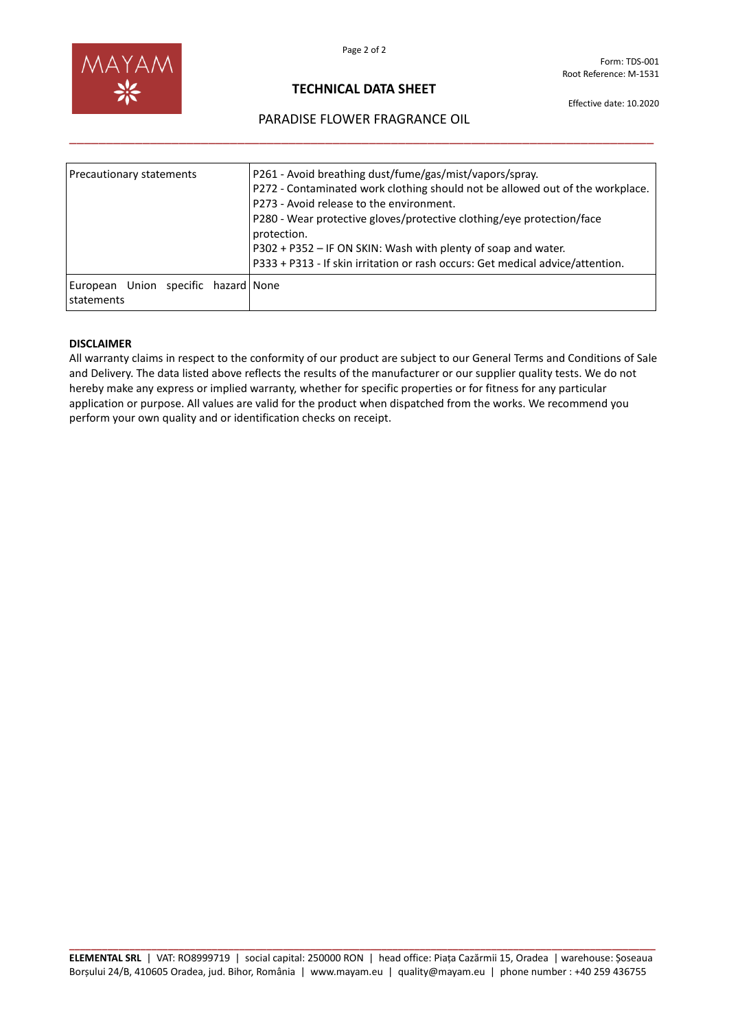| | |
|---|---|
| Precautionary statements | P261 - Avoid breathing dust/fume/gas/mist/vapors/spray.<br>P272 - Contaminated work clothing should not be allowed out of the workplace.<br>P273 - Avoid release to the environment.<br>P280 - Wear protective gloves/protective clothing/eye protection/face protection.<br>P302 + P352 – IF ON SKIN: Wash with plenty of soap and water.<br>P333 + P313 - If skin irritation or rash occurs: Get medical advice/attention. |
| European Union specific hazard statements | None |

**DISCLAIMER**

All warranty claims in respect to the conformity of our product are subject to our General Terms and Conditions of Sale and Delivery. The data listed above reflects the results of the manufacturer or our supplier quality tests. We do not hereby make any express or implied warranty, whether for specific properties or for fitness for any particular application or purpose. All values are valid for the product when dispatched from the works. We recommend you perform your own quality and or identification checks on receipt.